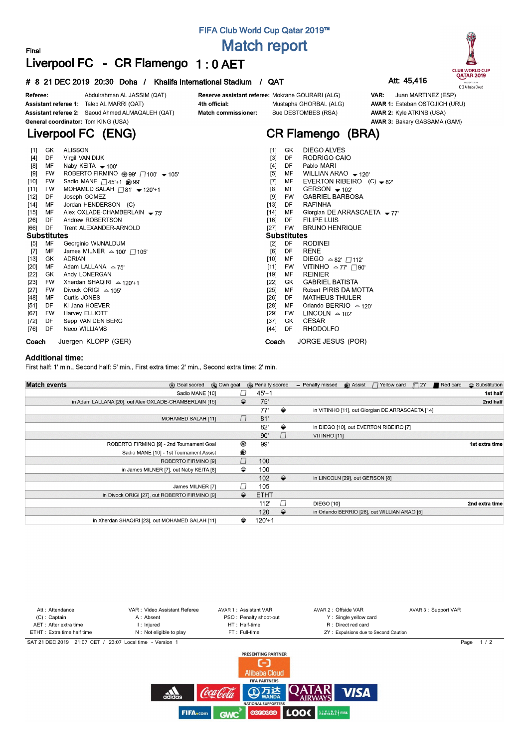FIFA Club World Cup Qatar 2019™

# Match report

Final

## Liverpool FC - CR Flamengo 1 : 0 AET

**# 8 21 DEC 2019 20:30 Doha / Khalifa International Stadium / QAT** Att: 45,416

| | | | | | |
|---|---|---|---|---|---|
| **Referee:** | Abdulrahman AL JASSIM (QAT) | **Reserve assistant referee:** | Mokrane GOURARI (ALG) | **VAR:** | Juan MARTINEZ (ESP) |
| **Assistant referee 1:** | Taleb AL MARRI (QAT) | **4th official:** | Mustapha GHORBAL (ALG) | **AVAR 1:** | Esteban OSTOJICH (URU) |
| **Assistant referee 2:** | Saoud Ahmed ALMAQALEH (QAT) | **Match commissioner:** | Sue DESTOMBES (RSA) | **AVAR 2:** | Kyle ATKINS (USA) |
| **General coordinator:** | Tom KING (USA) | | | **AVAR 3:** | Bakary GASSAMA (GAM) |

## Liverpool FC (ENG)

| No. | Pos | Player | Events |
|---|---|---|---|
| [1] | GK | ALISSON | |
| [4] | DF | Virgil VAN DIJK | |
| [8] | MF | Naby KEITA | ▼ 100' |
| [9] | FW | ROBERTO FIRMINO | ⚽ 99' 🟨 100' ▼ 105' |
| [10] | FW | Sadio MANE | 🟨 45'+1 Assist 99' |
| [11] | FW | MOHAMED SALAH | 🟨 81' ▼ 120'+1 |
| [12] | DF | Joseph GOMEZ | |
| [14] | MF | Jordan HENDERSON (C) | |
| [15] | MF | Alex OXLADE-CHAMBERLAIN | ▼ 75' |
| [26] | DF | Andrew ROBERTSON | |
| [66] | DF | Trent ALEXANDER-ARNOLD | |

### Substitutes

| No. | Pos | Player | Events |
|---|---|---|---|
| [5] | MF | Georginio WIJNALDUM | |
| [7] | MF | James MILNER | ▲ 100' 🟨 105' |
| [13] | GK | ADRIAN | |
| [20] | MF | Adam LALLANA | ▲ 75' |
| [22] | GK | Andy LONERGAN | |
| [23] | FW | Xherdan SHAQIRI | ▲ 120'+1 |
| [27] | FW | Divock ORIGI | ▲ 105' |
| [48] | MF | Curtis JONES | |
| [51] | DF | Ki-Jana HOEVER | |
| [67] | FW | Harvey ELLIOTT | |
| [72] | DF | Sepp VAN DEN BERG | |
| [76] | DF | Neco WILLIAMS | |

**Coach** Juergen KLOPP (GER)

## CR Flamengo (BRA)

| No. | Pos | Player | Events |
|---|---|---|---|
| [1] | GK | DIEGO ALVES | |
| [3] | DF | RODRIGO CAIO | |
| [4] | DF | Pablo MARI | |
| [5] | MF | WILLIAN ARAO | ▼ 120' |
| [7] | MF | EVERTON RIBEIRO (C) | ▼ 82' |
| [8] | MF | GERSON | ▼ 102' |
| [9] | FW | GABRIEL BARBOSA | |
| [13] | DF | RAFINHA | |
| [14] | MF | Giorgian DE ARRASCAETA | ▼ 77' |
| [16] | DF | FILIPE LUIS | |
| [27] | FW | BRUNO HENRIQUE | |

### Substitutes

| No. | Pos | Player | Events |
|---|---|---|---|
| [2] | DF | RODINEI | |
| [6] | DF | RENE | |
| [10] | MF | DIEGO | ▲ 82' 🟨 112' |
| [11] | FW | VITINHO | ▲ 77' 🟨 90' |
| [19] | MF | REINIER | |
| [22] | GK | GABRIEL BATISTA | |
| [25] | MF | Robert PIRIS DA MOTTA | |
| [26] | DF | MATHEUS THULER | |
| [28] | MF | Orlando BERRIO | ▲ 120' |
| [29] | FW | LINCOLN | ▲ 102' |
| [37] | GK | CESAR | |
| [44] | DF | RHODOLFO | |

**Coach** JORGE JESUS (POR)

### Additional time:

First half: 1' min., Second half: 5' min., First extra time: 2' min., Second extra time: 2' min.

### Match events

Legend: Goal scored, Own goal, Penalty scored, Penalty missed, Assist, Yellow card, 2Y, Red card, Substitution

| Liverpool FC | Event | Minute | Event | CR Flamengo | Period |
|---|---|---|---|---|---|
| Sadio MANE [10] | Yellow card | 45'+1 | | | 1st half |
| in Adam LALLANA [20], out Alex OXLADE-CHAMBERLAIN [15] | Substitution | 75' | | | 2nd half |
| | | 77' | Substitution | in VITINHO [11], out Giorgian DE ARRASCAETA [14] | |
| MOHAMED SALAH [11] | Yellow card | 81' | | | |
| | | 82' | Substitution | in DIEGO [10], out EVERTON RIBEIRO [7] | |
| | | 90' | Yellow card | VITINHO [11] | |
| ROBERTO FIRMINO [9] - 2nd Tournament Goal | Goal scored | 99' | | | 1st extra time |
| Sadio MANE [10] - 1st Tournament Assist | Assist | | | | |
| ROBERTO FIRMINO [9] | Yellow card | 100' | | | |
| in James MILNER [7], out Naby KEITA [8] | Substitution | 100' | | | |
| | | 102' | Substitution | in LINCOLN [29], out GERSON [8] | |
| James MILNER [7] | Yellow card | 105' | | | |
| in Divock ORIGI [27], out ROBERTO FIRMINO [9] | Substitution | ETHT | | | |
| | | 112' | Yellow card | DIEGO [10] | 2nd extra time |
| | | 120' | Substitution | in Orlando BERRIO [28], out WILLIAN ARAO [5] | |
| in Xherdan SHAQIRI [23], out MOHAMED SALAH [11] | Substitution | 120'+1 | | | |

Att : Attendance
(C) : Captain
AET : After extra time
ETHT : Extra time half time
VAR : Video Assistant Referee
A : Absent
I : Injured
N : Not eligible to play
AVAR 1 : Assistant VAR
PSO : Penalty shoot-out
HT : Half-time
FT : Full-time
AVAR 2 : Offside VAR
Y : Single yellow card
R : Direct red card
2Y : Expulsions due to Second Caution
AVAR 3 : Support VAR

SAT 21 DEC 2019 21:07 CET / 23:07 Local time - Version 1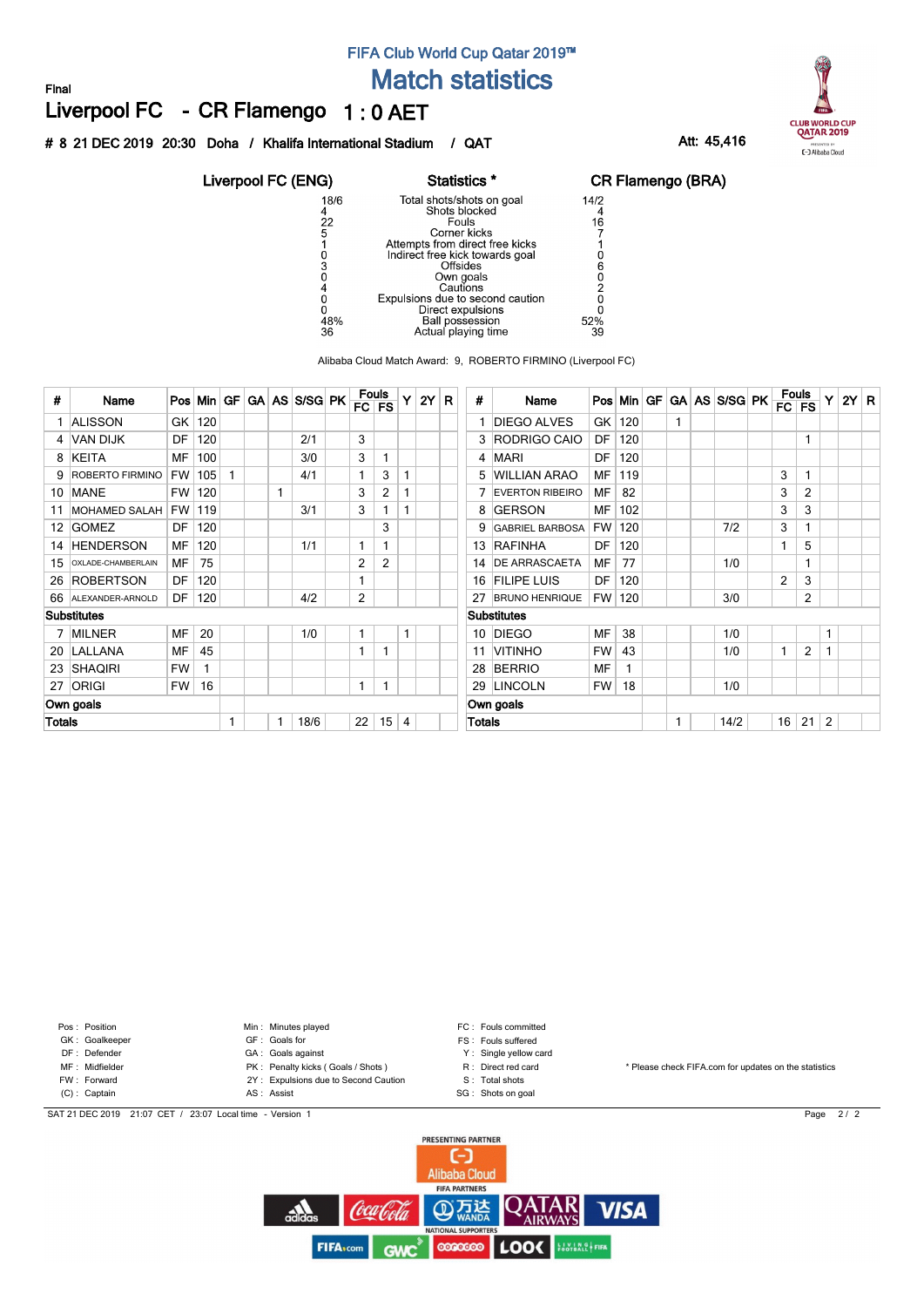FIFA Club World Cup Qatar 2019™

# Match statistics

Final

## Liverpool FC - CR Flamengo 1 : 0 AET

# 8 21 DEC 2019 20:30 Doha / Khalifa International Stadium / QAT

Att: 45,416

| Liverpool FC (ENG) | Statistics * | CR Flamengo (BRA) |
|---|---|---|
| 18/6 | Total shots/shots on goal | 14/2 |
| 4 | Shots blocked | 4 |
| 22 | Fouls | 16 |
| 5 | Corner kicks | 7 |
| 1 | Attempts from direct free kicks | 1 |
| 0 | Indirect free kick towards goal | 0 |
| 3 | Offsides | 6 |
| 0 | Own goals | 0 |
| 4 | Cautions | 2 |
| 0 | Expulsions due to second caution | 0 |
| 0 | Direct expulsions | 0 |
| 48% | Ball possession | 52% |
| 36 | Actual playing time | 39 |

Alibaba Cloud Match Award: 9, ROBERTO FIRMINO (Liverpool FC)

| # | Name | Pos | Min | GF | GA | AS | S/SG | PK | Fouls FC | Fouls FS | Y | 2Y | R |
|---|---|---|---|---|---|---|---|---|---|---|---|---|---|
| 1 | ALISSON | GK | 120 | | | | | | | | | | |
| 4 | VAN DIJK | DF | 120 | | | | 2/1 | | 3 | | | | |
| 8 | KEITA | MF | 100 | | | | 3/0 | | 3 | 1 | | | |
| 9 | ROBERTO FIRMINO | FW | 105 | 1 | | | 4/1 | | 1 | 3 | 1 | | |
| 10 | MANE | FW | 120 | | | 1 | | | 3 | 2 | 1 | | |
| 11 | MOHAMED SALAH | FW | 119 | | | | 3/1 | | 3 | 1 | 1 | | |
| 12 | GOMEZ | DF | 120 | | | | | | | 3 | | | |
| 14 | HENDERSON | MF | 120 | | | | 1/1 | | 1 | 1 | | | |
| 15 | OXLADE-CHAMBERLAIN | MF | 75 | | | | | | 2 | 2 | | | |
| 26 | ROBERTSON | DF | 120 | | | | | | 1 | | | | |
| 66 | ALEXANDER-ARNOLD | DF | 120 | | | | 4/2 | | 2 | | | | |
| **Substitutes** | | | | | | | | | | | | | |
| 7 | MILNER | MF | 20 | | | | 1/0 | | 1 | | 1 | | |
| 20 | LALLANA | MF | 45 | | | | | | 1 | 1 | | | |
| 23 | SHAQIRI | FW | 1 | | | | | | | | | | |
| 27 | ORIGI | FW | 16 | | | | | | 1 | 1 | | | |
| **Own goals** | | | | | | | | | | | | | |
| **Totals** | | | | 1 | | 1 | 18/6 | | 22 | 15 | 4 | | |

| # | Name | Pos | Min | GF | GA | AS | S/SG | PK | Fouls FC | Fouls FS | Y | 2Y | R |
|---|---|---|---|---|---|---|---|---|---|---|---|---|---|
| 1 | DIEGO ALVES | GK | 120 | | 1 | | | | | | | | |
| 3 | RODRIGO CAIO | DF | 120 | | | | | | | 1 | | | |
| 4 | MARI | DF | 120 | | | | | | | | | | |
| 5 | WILLIAN ARAO | MF | 119 | | | | | | 3 | 1 | | | |
| 7 | EVERTON RIBEIRO | MF | 82 | | | | | | 3 | 2 | | | |
| 8 | GERSON | MF | 102 | | | | | | 3 | 3 | | | |
| 9 | GABRIEL BARBOSA | FW | 120 | | | | 7/2 | | 3 | 1 | | | |
| 13 | RAFINHA | DF | 120 | | | | | | 1 | 5 | | | |
| 14 | DE ARRASCAETA | MF | 77 | | | | 1/0 | | | 1 | | | |
| 16 | FILIPE LUIS | DF | 120 | | | | | | 2 | 3 | | | |
| 27 | BRUNO HENRIQUE | FW | 120 | | | | 3/0 | | | 2 | | | |
| **Substitutes** | | | | | | | | | | | | | |
| 10 | DIEGO | MF | 38 | | | | 1/0 | | | | 1 | | |
| 11 | VITINHO | FW | 43 | | | | 1/0 | | 1 | 2 | 1 | | |
| 28 | BERRIO | MF | 1 | | | | | | | | | | |
| 29 | LINCOLN | FW | 18 | | | | 1/0 | | | | | | |
| **Own goals** | | | | | | | | | | | | | |
| **Totals** | | | | | 1 | | 14/2 | | 16 | 21 | 2 | | |

Pos : Position
GK : Goalkeeper
DF : Defender
MF : Midfielder
FW : Forward
(C) : Captain

Min : Minutes played
GF : Goals for
GA : Goals against
PK : Penalty kicks ( Goals / Shots )
2Y : Expulsions due to Second Caution
AS : Assist

FC : Fouls committed
FS : Fouls suffered
Y : Single yellow card
R : Direct red card
S : Total shots
SG : Shots on goal

\* Please check FIFA.com for updates on the statistics

SAT 21 DEC 2019 21:07 CET / 23:07 Local time - Version 1